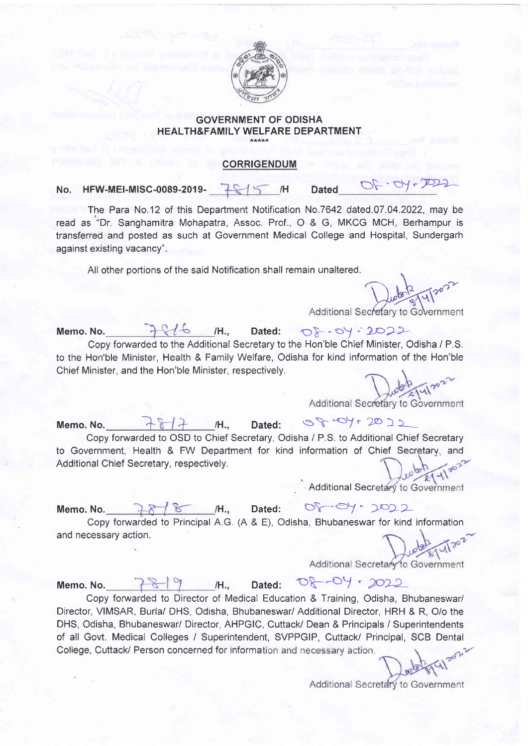**GOVERNMENT OF ODISHA**
**HEALTH&FAMILY WELFARE DEPARTMENT**

*****

## CORRIGENDUM

No. HFW-MEI-MISC-0089-2019- 7815 /H Dated 08.04.2022

The Para No.12 of this Department Notification No.7642 dated.07.04.2022, may be read as "Dr. Sanghamitra Mohapatra, Assoc. Prof., O & G, MKCG MCH, Berhampur is transferred and posted as such at Government Medical College and Hospital, Sundergarh against existing vacancy".

All other portions of the said Notification shall remain unaltered.

Additional Secretary to Government

**Memo. No.** 7816 /H., **Dated:** 08.04.2022

Copy forwarded to the Additional Secretary to the Hon'ble Chief Minister, Odisha / P.S. to the Hon'ble Minister, Health & Family Welfare, Odisha for kind information of the Hon'ble Chief Minister, and the Hon'ble Minister, respectively.

Additional Secretary to Government

**Memo. No.** 7817 /H., **Dated:** 08.04.2022

Copy forwarded to OSD to Chief Secretary, Odisha / P.S. to Additional Chief Secretary to Government, Health & FW Department for kind information of Chief Secretary, and Additional Chief Secretary, respectively.

Additional Secretary to Government

**Memo. No.** 7818 /H., **Dated:** 08.04.2022

Copy forwarded to Principal A.G. (A & E), Odisha, Bhubaneswar for kind information and necessary action.

Additional Secretary to Government

**Memo. No.** 7819 /H., **Dated:** 08.04.2022

Copy forwarded to Director of Medical Education & Training, Odisha, Bhubaneswar/ Director, VIMSAR, Burla/ DHS, Odisha, Bhubaneswar/ Additional Director, HRH & R, O/o the DHS, Odisha, Bhubaneswar/ Director, AHPGIC, Cuttack/ Dean & Principals / Superintendents of all Govt. Medical Colleges / Superintendent, SVPPGIP, Cuttack/ Principal, SCB Dental College, Cuttack/ Person concerned for information and necessary action.

Additional Secretary to Government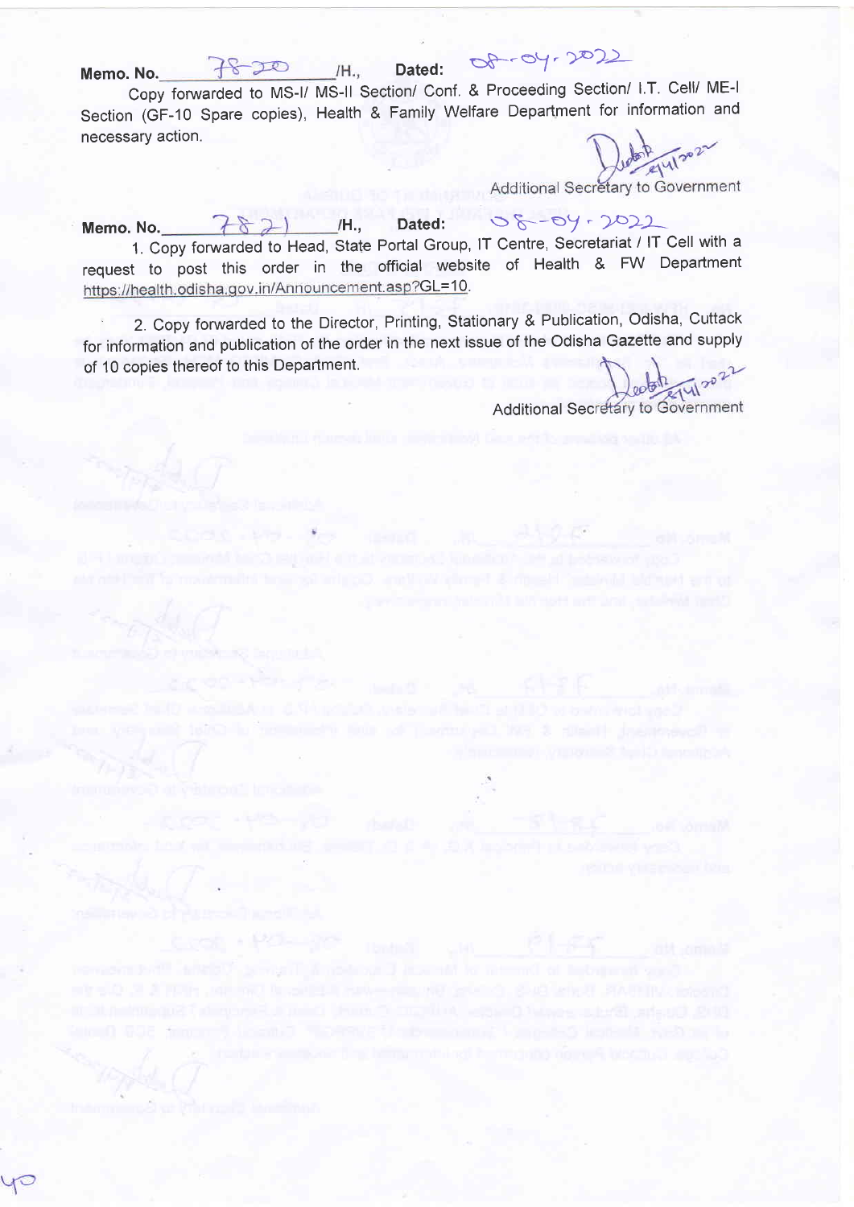**Memo. No.** 7820 **/H., Dated:** 08-04-2022

Copy forwarded to MS-I/ MS-II Section/ Conf. & Proceeding Section/ I.T. Cell/ ME-I Section (GF-10 Spare copies), Health & Family Welfare Department for information and necessary action.

Additional Secretary to Government

**Memo. No.** 7821 **/H., Dated:** 08-04-2022

1. Copy forwarded to Head, State Portal Group, IT Centre, Secretariat / IT Cell with a request to post this order in the official website of Health & FW Department https://health.odisha.gov.in/Announcement.asp?GL=10.

2. Copy forwarded to the Director, Printing, Stationary & Publication, Odisha, Cuttack for information and publication of the order in the next issue of the Odisha Gazette and supply of 10 copies thereof to this Department.

Additional Secretary to Government